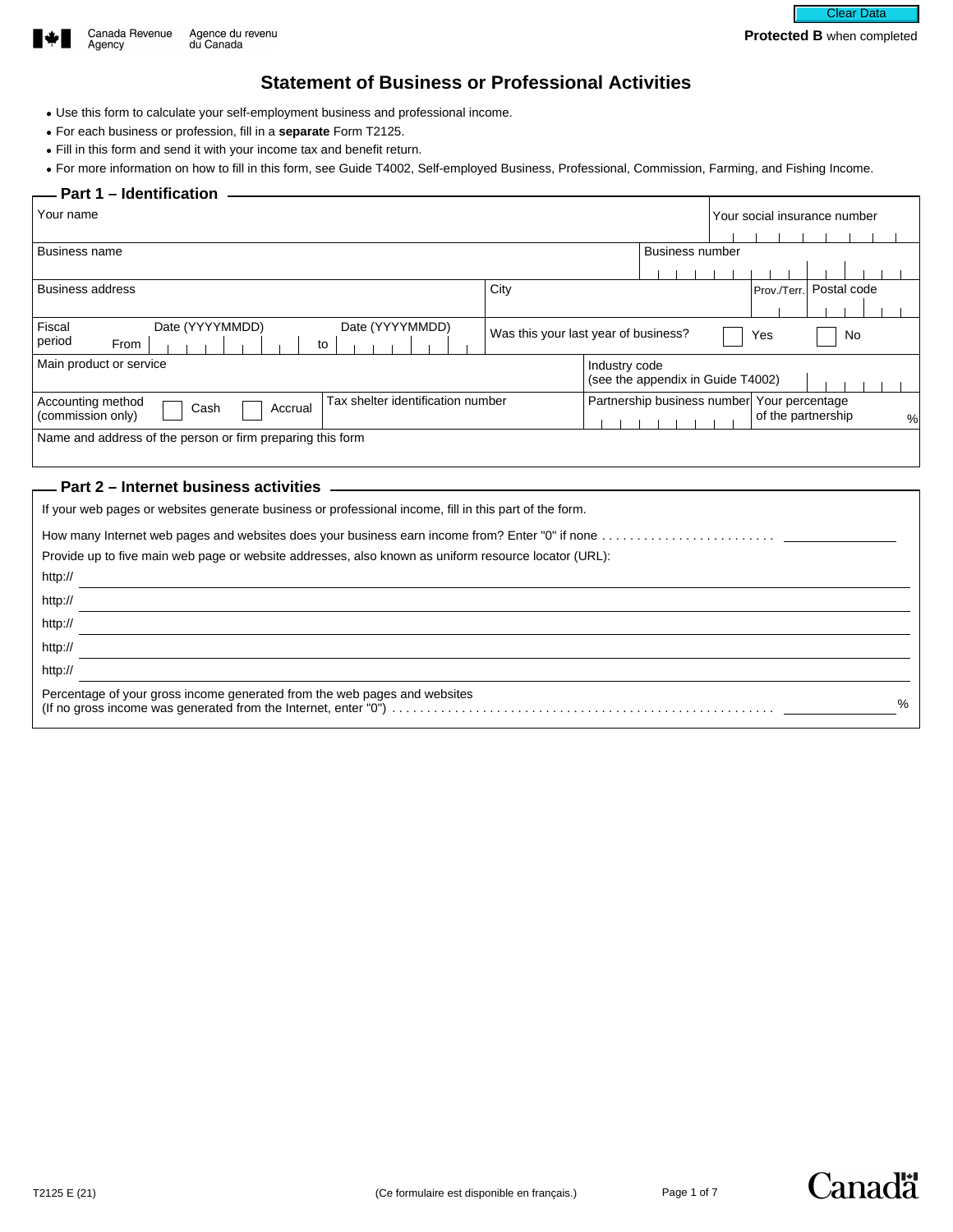Canada Revenue Agency / Agence du revenu du Canada

**Protected B** when completed

# Statement of Business or Professional Activities

- Use this form to calculate your self-employment business and professional income.
- For each business or profession, fill in a **separate** Form T2125.
- Fill in this form and send it with your income tax and benefit return.
- For more information on how to fill in this form, see Guide T4002, Self-employed Business, Professional, Commission, Farming, and Fishing Income.

## Part 1 – Identification

| | |
|---|---|
| Your name | Your social insurance number |
| Business name | Business number |
| Business address | City / Prov./Terr. / Postal code |
| Fiscal period From Date (YYYYMMDD) to Date (YYYYMMDD) | Was this your last year of business? ☐ Yes ☐ No |
| Main product or service | Industry code (see the appendix in Guide T4002) |
| Accounting method (commission only) ☐ Cash ☐ Accrual / Tax shelter identification number | Partnership business number / Your percentage of the partnership % |
| Name and address of the person or firm preparing this form | |

## Part 2 – Internet business activities

If your web pages or websites generate business or professional income, fill in this part of the form.

How many Internet web pages and websites does your business earn income from? Enter "0" if none . . . . . . . . . . . . . . . . . . . . . . . . . ________

Provide up to five main web page or website addresses, also known as uniform resource locator (URL):

http:// ________

http:// ________

http:// ________

http:// ________

http:// ________

Percentage of your gross income generated from the web pages and websites (If no gross income was generated from the Internet, enter "0") . . . . . . . . . . . . . . . . . . . . . . . . . . . . . . . . . . . . . . . . . . . . . . . . . . . . . . . . . . ________ %

T2125 E (21)

(Ce formulaire est disponible en français.)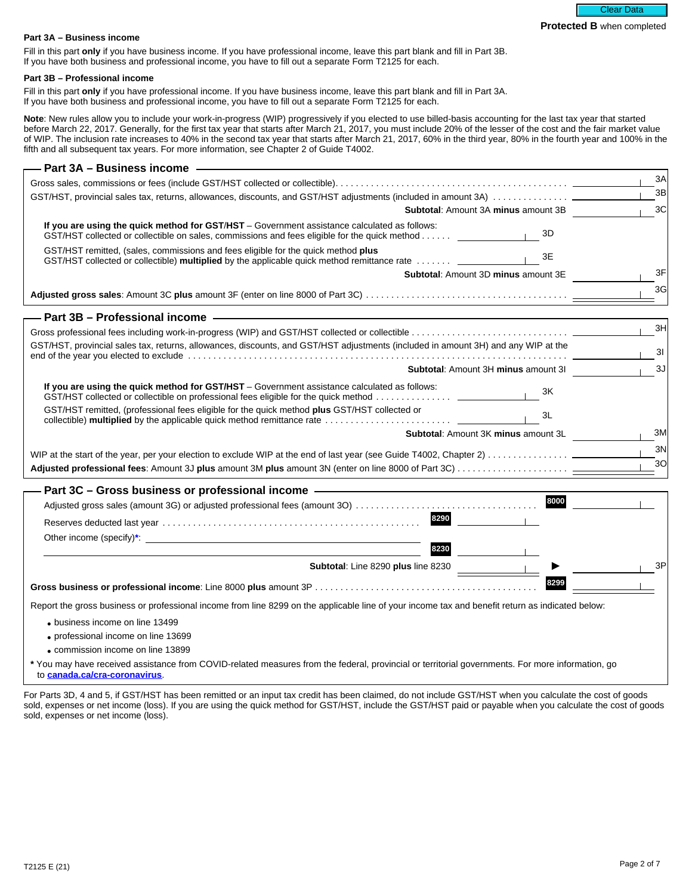Protected B when completed

**Part 3A – Business income**

Fill in this part **only** if you have business income. If you have professional income, leave this part blank and fill in Part 3B.
If you have both business and professional income, you have to fill out a separate Form T2125 for each.

**Part 3B – Professional income**

Fill in this part **only** if you have professional income. If you have business income, leave this part blank and fill in Part 3A.
If you have both business and professional income, you have to fill out a separate Form T2125 for each.

**Note**: New rules allow you to include your work-in-progress (WIP) progressively if you elected to use billed-basis accounting for the last tax year that started before March 22, 2017. Generally, for the first tax year that starts after March 21, 2017, you must include 20% of the lesser of the cost and the fair market value of WIP. The inclusion rate increases to 40% in the second tax year that starts after March 21, 2017, 60% in the third year, 80% in the fourth year and 100% in the fifth and all subsequent tax years. For more information, see Chapter 2 of Guide T4002.

## Part 3A – Business income

| Description | | Line | Amount | Line |
|---|---|---|---|---|
| Gross sales, commissions or fees (include GST/HST collected or collectible) | | | | 3A |
| GST/HST, provincial sales tax, returns, allowances, discounts, and GST/HST adjustments (included in amount 3A) | | | | 3B |
| **Subtotal**: Amount 3A **minus** amount 3B | | | | 3C |
| **If you are using the quick method for GST/HST** – Government assistance calculated as follows: GST/HST collected or collectible on sales, commissions and fees eligible for the quick method | | 3D | | |
| GST/HST remitted, (sales, commissions and fees eligible for the quick method **plus** GST/HST collected or collectible) **multiplied** by the applicable quick method remittance rate | | 3E | | |
| **Subtotal**: Amount 3D **minus** amount 3E | | | | 3F |
| **Adjusted gross sales**: Amount 3C **plus** amount 3F (enter on line 8000 of Part 3C) | | | | 3G |

## Part 3B – Professional income

| Description | | Line | Amount | Line |
|---|---|---|---|---|
| Gross professional fees including work-in-progress (WIP) and GST/HST collected or collectible | | | | 3H |
| GST/HST, provincial sales tax, returns, allowances, discounts, and GST/HST adjustments (included in amount 3H) and any WIP at the end of the year you elected to exclude | | | | 3I |
| **Subtotal**: Amount 3H **minus** amount 3I | | | | 3J |
| **If you are using the quick method for GST/HST** – Government assistance calculated as follows: GST/HST collected or collectible on professional fees eligible for the quick method | | 3K | | |
| GST/HST remitted, (professional fees eligible for the quick method **plus** GST/HST collected or collectible) **multiplied** by the applicable quick method remittance rate | | 3L | | |
| **Subtotal**: Amount 3K **minus** amount 3L | | | | 3M |
| WIP at the start of the year, per your election to exclude WIP at the end of last year (see Guide T4002, Chapter 2) | | | | 3N |
| **Adjusted professional fees**: Amount 3J **plus** amount 3M **plus** amount 3N (enter on line 8000 of Part 3C) | | | | 3O |

## Part 3C – Gross business or professional income

| Description | Line | Amount | Line | Amount | Line |
|---|---|---|---|---|---|
| Adjusted gross sales (amount 3G) or adjusted professional fees (amount 3O) | | | 8000 | | |
| Reserves deducted last year | 8290 | | | | |
| Other income (specify)*: | 8230 | | | | |
| **Subtotal**: Line 8290 **plus** line 8230 | | | ▶ | | 3P |
| **Gross business or professional income**: Line 8000 **plus** amount 3P | | | 8299 | | |

Report the gross business or professional income from line 8299 on the applicable line of your income tax and benefit return as indicated below:

- business income on line 13499
- professional income on line 13699
- commission income on line 13899

\* You may have received assistance from COVID-related measures from the federal, provincial or territorial governments. For more information, go to **canada.ca/cra-coronavirus**.

For Parts 3D, 4 and 5, if GST/HST has been remitted or an input tax credit has been claimed, do not include GST/HST when you calculate the cost of goods sold, expenses or net income (loss). If you are using the quick method for GST/HST, include the GST/HST paid or payable when you calculate the cost of goods sold, expenses or net income (loss).

T2125 E (21)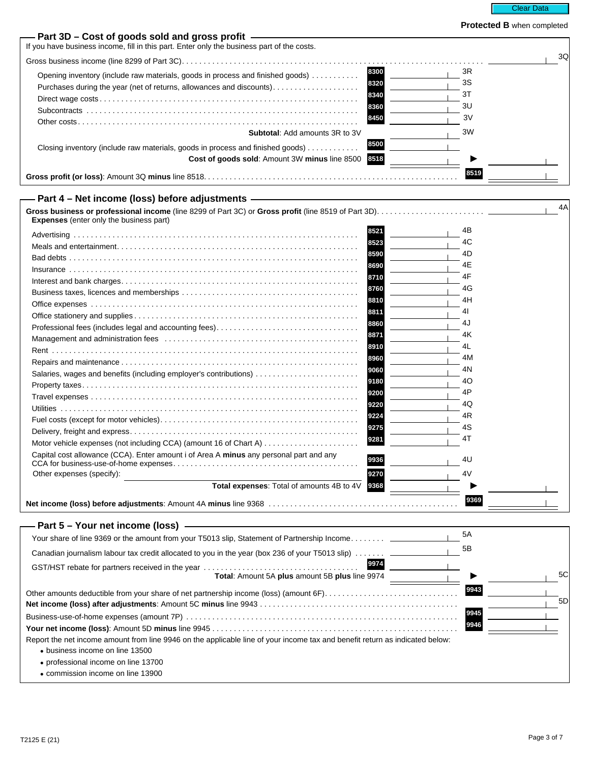Clear Data

**Protected B** when completed

## Part 3D – Cost of goods sold and gross profit

If you have business income, fill in this part. Enter only the business part of the costs.

| Description | Line | Amount | | Total |
|---|---|---|---|---|
| Gross business income (line 8299 of Part 3C) | | | | 3Q |
| Opening inventory (include raw materials, goods in process and finished goods) | 8300 | | 3R | |
| Purchases during the year (net of returns, allowances and discounts) | 8320 | | 3S | |
| Direct wage costs | 8340 | | 3T | |
| Subcontracts | 8360 | | 3U | |
| Other costs | 8450 | | 3V | |
| **Subtotal**: Add amounts 3R to 3V | | | 3W | |
| Closing inventory (include raw materials, goods in process and finished goods) | 8500 | | | |
| **Cost of goods sold**: Amount 3W **minus** line 8500 | 8518 | | ▶ | |
| **Gross profit (or loss)**: Amount 3Q **minus** line 8518 | | | 8519 | |

## Part 4 – Net income (loss) before adjustments

| Description | Line | Amount | | Total |
|---|---|---|---|---|
| **Gross business or professional income** (line 8299 of Part 3C) or **Gross profit** (line 8519 of Part 3D) | | | | 4A |
| **Expenses** (enter only the business part) | | | | |
| Advertising | 8521 | | 4B | |
| Meals and entertainment | 8523 | | 4C | |
| Bad debts | 8590 | | 4D | |
| Insurance | 8690 | | 4E | |
| Interest and bank charges | 8710 | | 4F | |
| Business taxes, licences and memberships | 8760 | | 4G | |
| Office expenses | 8810 | | 4H | |
| Office stationery and supplies | 8811 | | 4I | |
| Professional fees (includes legal and accounting fees) | 8860 | | 4J | |
| Management and administration fees | 8871 | | 4K | |
| Rent | 8910 | | 4L | |
| Repairs and maintenance | 8960 | | 4M | |
| Salaries, wages and benefits (including employer's contributions) | 9060 | | 4N | |
| Property taxes | 9180 | | 4O | |
| Travel expenses | 9200 | | 4P | |
| Utilities | 9220 | | 4Q | |
| Fuel costs (except for motor vehicles) | 9224 | | 4R | |
| Delivery, freight and express | 9275 | | 4S | |
| Motor vehicle expenses (not including CCA) (amount 16 of Chart A) | 9281 | | 4T | |
| Capital cost allowance (CCA). Enter amount i of Area A **minus** any personal part and any CCA for business-use-of-home expenses | 9936 | | 4U | |
| Other expenses (specify): | 9270 | | 4V | |
| **Total expenses**: Total of amounts 4B to 4V | 9368 | | ▶ | |
| **Net income (loss) before adjustments**: Amount 4A **minus** line 9368 | | | 9369 | |

## Part 5 – Your net income (loss)

| Description | Line | Amount | | Total |
|---|---|---|---|---|
| Your share of line 9369 or the amount from your T5013 slip, Statement of Partnership Income | | | 5A | |
| Canadian journalism labour tax credit allocated to you in the year (box 236 of your T5013 slip) | | | 5B | |
| GST/HST rebate for partners received in the year | 9974 | | | |
| **Total**: Amount 5A **plus** amount 5B **plus** line 9974 | | | ▶ | 5C |
| Other amounts deductible from your share of net partnership income (loss) (amount 6F) | | | 9943 | |
| **Net income (loss) after adjustments**: Amount 5C **minus** line 9943 | | | | 5D |
| Business-use-of-home expenses (amount 7P) | | | 9945 | |
| **Your net income (loss)**: Amount 5D **minus** line 9945 | | | 9946 | |

Report the net income amount from line 9946 on the applicable line of your income tax and benefit return as indicated below:

- business income on line 13500
- professional income on line 13700
- commission income on line 13900

T2125 E (21)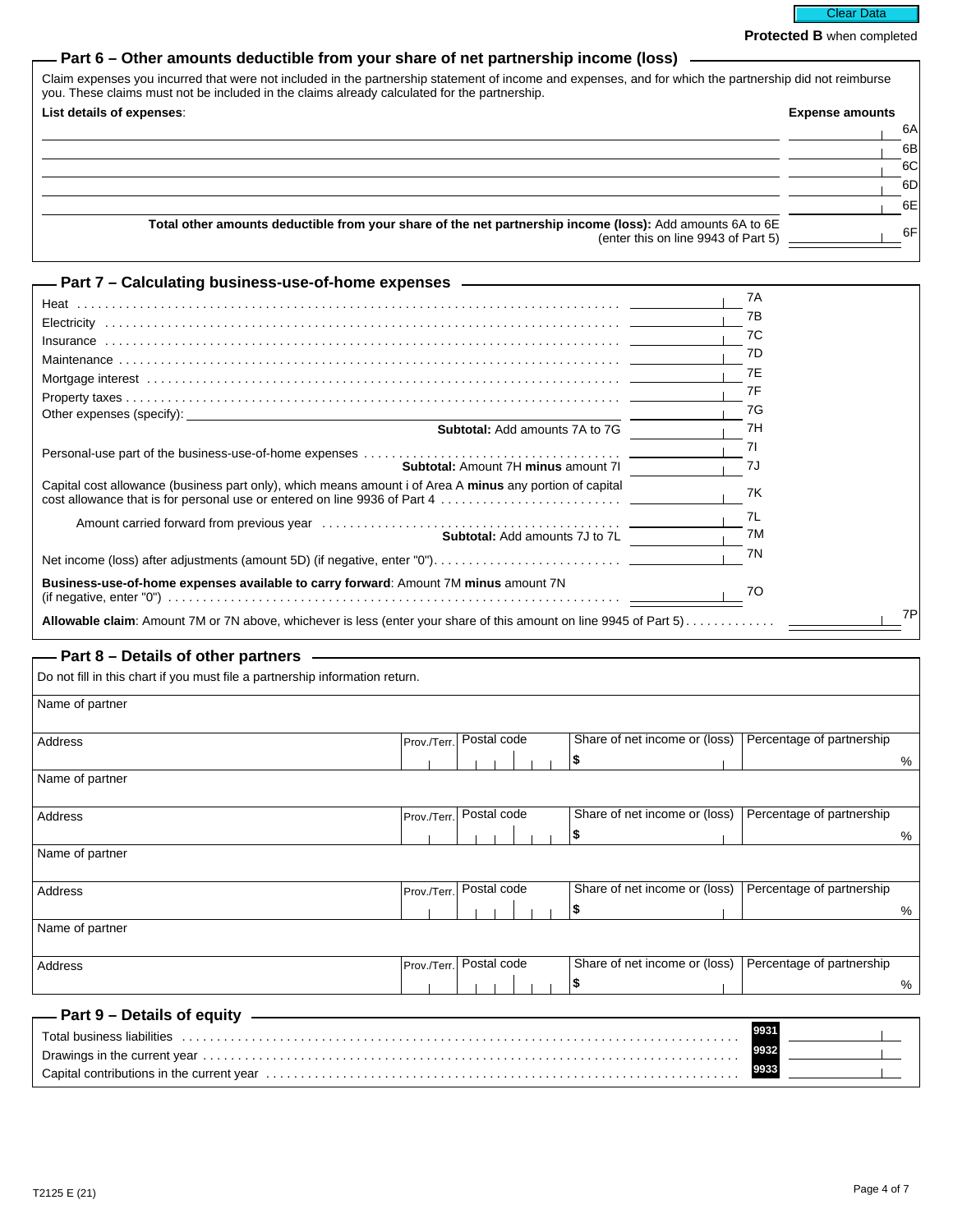Protected B when completed

## Part 6 – Other amounts deductible from your share of net partnership income (loss)

Claim expenses you incurred that were not included in the partnership statement of income and expenses, and for which the partnership did not reimburse you. These claims must not be included in the claims already calculated for the partnership.

| List details of expenses: | Expense amounts | |
|---|---|---|
| | | 6A |
| | | 6B |
| | | 6C |
| | | 6D |
| | | 6E |
| **Total other amounts deductible from your share of the net partnership income (loss):** Add amounts 6A to 6E (enter this on line 9943 of Part 5) | | 6F |

## Part 7 – Calculating business-use-of-home expenses

| | | |
|---|---|---|
| Heat | | 7A |
| Electricity | | 7B |
| Insurance | | 7C |
| Maintenance | | 7D |
| Mortgage interest | | 7E |
| Property taxes | | 7F |
| Other expenses (specify): | | 7G |
| **Subtotal:** Add amounts 7A to 7G | | 7H |
| Personal-use part of the business-use-of-home expenses | | 7I |
| **Subtotal:** Amount 7H **minus** amount 7I | | 7J |
| Capital cost allowance (business part only), which means amount i of Area A **minus** any portion of capital cost allowance that is for personal use or entered on line 9936 of Part 4 | | 7K |
| Amount carried forward from previous year | | 7L |
| **Subtotal:** Add amounts 7J to 7L | | 7M |
| Net income (loss) after adjustments (amount 5D) (if negative, enter "0") | | 7N |
| **Business-use-of-home expenses available to carry forward**: Amount 7M **minus** amount 7N (if negative, enter "0") | | 7O |
| **Allowable claim**: Amount 7M or 7N above, whichever is less (enter your share of this amount on line 9945 of Part 5) | | 7P |

## Part 8 – Details of other partners

Do not fill in this chart if you must file a partnership information return.

| Name of partner | | | | |
|---|---|---|---|---|
| Address | Prov./Terr. | Postal code | Share of net income or (loss) $ | Percentage of partnership % |
| Name of partner | | | | |
| Address | Prov./Terr. | Postal code | Share of net income or (loss) $ | Percentage of partnership % |
| Name of partner | | | | |
| Address | Prov./Terr. | Postal code | Share of net income or (loss) $ | Percentage of partnership % |
| Name of partner | | | | |
| Address | Prov./Terr. | Postal code | Share of net income or (loss) $ | Percentage of partnership % |

## Part 9 – Details of equity

| | | |
|---|---|---|
| Total business liabilities | 9931 | |
| Drawings in the current year | 9932 | |
| Capital contributions in the current year | 9933 | |

T2125 E (21)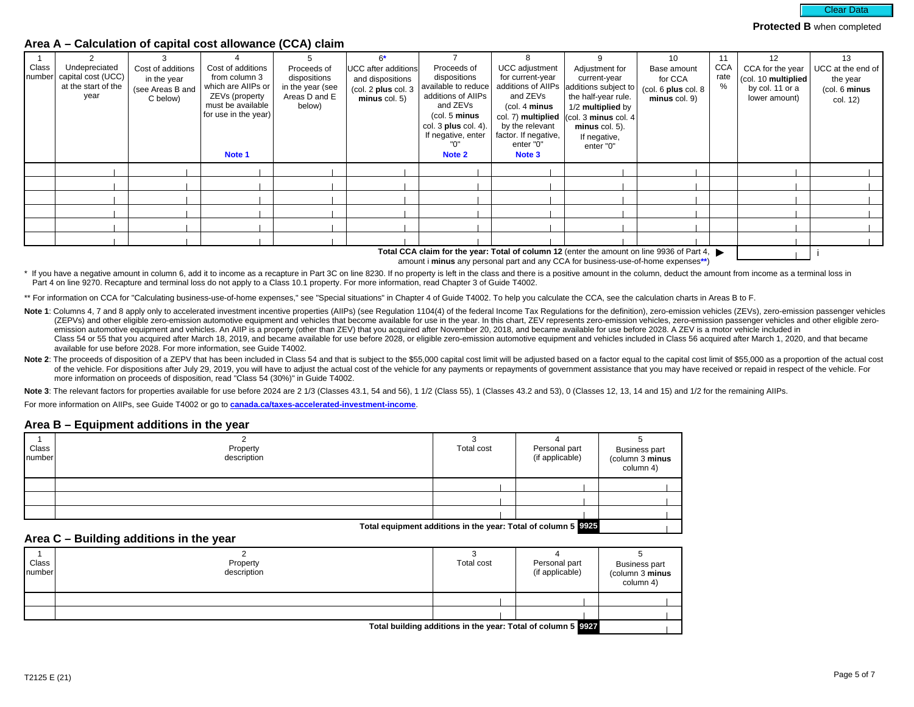Protected B when completed

## Area A – Calculation of capital cost allowance (CCA) claim

| 1<br>Class number | 2<br>Undepreciated capital cost (UCC) at the start of the year | 3<br>Cost of additions in the year (see Areas B and C below) | 4<br>Cost of additions from column 3 which are AIIPs or ZEVs (property must be available for use in the year)<br>**Note 1** | 5<br>Proceeds of dispositions in the year (see Areas D and E below) | 6*<br>UCC after additions and dispositions (col. 2 **plus** col. 3 **minus** col. 5) | 7<br>Proceeds of dispositions available to reduce additions of AIIPs and ZEVs (col. 5 **minus** col. 3 **plus** col. 4). If negative, enter "0"<br>**Note 2** | 8<br>UCC adjustment for current-year additions of AIIPs and ZEVs (col. 4 **minus** col. 7) **multiplied** by the relevant factor. If negative, enter "0"<br>**Note 3** | 9<br>Adjustment for current-year additions subject to the half-year rule. 1/2 **multiplied** by (col. 3 **minus** col. 4 **minus** col. 5). If negative, enter "0" | 10<br>Base amount for CCA (col. 6 **plus** col. 8 **minus** col. 9) | 11<br>CCA rate % | 12<br>CCA for the year (col. 10 **multiplied** by col. 11 or a lower amount) | 13<br>UCC at the end of the year (col. 6 **minus** col. 12) |
|---|---|---|---|---|---|---|---|---|---|---|---|---|
| | | | | | | | | | | | | |
| | | | | | | | | | | | | |
| | | | | | | | | | | | | |
| | | | | | | | | | | | | |
| | | | | | | | | | | | | |
| | | | | | | | | | | | | |

**Total CCA claim for the year: Total of column 12** (enter the amount on line 9936 of Part 4, amount i **minus** any personal part and any CCA for business-use-of-home expenses**) ▶ ______ i

\* If you have a negative amount in column 6, add it to income as a recapture in Part 3C on line 8230. If no property is left in the class and there is a positive amount in the column, deduct the amount from income as a terminal loss in Part 4 on line 9270. Recapture and terminal loss do not apply to a Class 10.1 property. For more information, read Chapter 3 of Guide T4002.

** For information on CCA for "Calculating business-use-of-home expenses," see "Special situations" in Chapter 4 of Guide T4002. To help you calculate the CCA, see the calculation charts in Areas B to F.

**Note 1**: Columns 4, 7 and 8 apply only to accelerated investment incentive properties (AIIPs) (see Regulation 1104(4) of the federal Income Tax Regulations for the definition), zero-emission vehicles (ZEVs), zero-emission passenger vehicles (ZEPVs) and other eligible zero-emission automotive equipment and vehicles that become available for use in the year. In this chart, ZEV represents zero-emission vehicles, zero-emission passenger vehicles and other eligible zero-emission automotive equipment and vehicles. An AIIP is a property (other than ZEV) that you acquired after November 20, 2018, and became available for use before 2028. A ZEV is a motor vehicle included in Class 54 or 55 that you acquired after March 18, 2019, and became available for use before 2028, or eligible zero-emission automotive equipment and vehicles included in Class 56 acquired after March 1, 2020, and that became available for use before 2028. For more information, see Guide T4002.

**Note 2**: The proceeds of disposition of a ZEPV that has been included in Class 54 and that is subject to the $55,000 capital cost limit will be adjusted based on a factor equal to the capital cost limit of $55,000 as a proportion of the actual cost of the vehicle. For dispositions after July 29, 2019, you will have to adjust the actual cost of the vehicle for any payments or repayments of government assistance that you may have received or repaid in respect of the vehicle. For more information on proceeds of disposition, read "Class 54 (30%)" in Guide T4002.

**Note 3**: The relevant factors for properties available for use before 2024 are 2 1/3 (Classes 43.1, 54 and 56), 1 1/2 (Class 55), 1 (Classes 43.2 and 53), 0 (Classes 12, 13, 14 and 15) and 1/2 for the remaining AIIPs.

For more information on AIIPs, see Guide T4002 or go to **canada.ca/taxes-accelerated-investment-income**.

## Area B – Equipment additions in the year

| 1<br>Class number | 2<br>Property description | 3<br>Total cost | 4<br>Personal part (if applicable) | 5<br>Business part (column 3 **minus** column 4) |
|---|---|---|---|---|
| | | | | |
| | | | | |
| | | | | |
| | | | **Total equipment additions in the year: Total of column 5** 9925 | |

## Area C – Building additions in the year

| 1<br>Class number | 2<br>Property description | 3<br>Total cost | 4<br>Personal part (if applicable) | 5<br>Business part (column 3 **minus** column 4) |
|---|---|---|---|---|
| | | | | |
| | | | | |
| | | | **Total building additions in the year: Total of column 5** 9927 | |

T2125 E (21)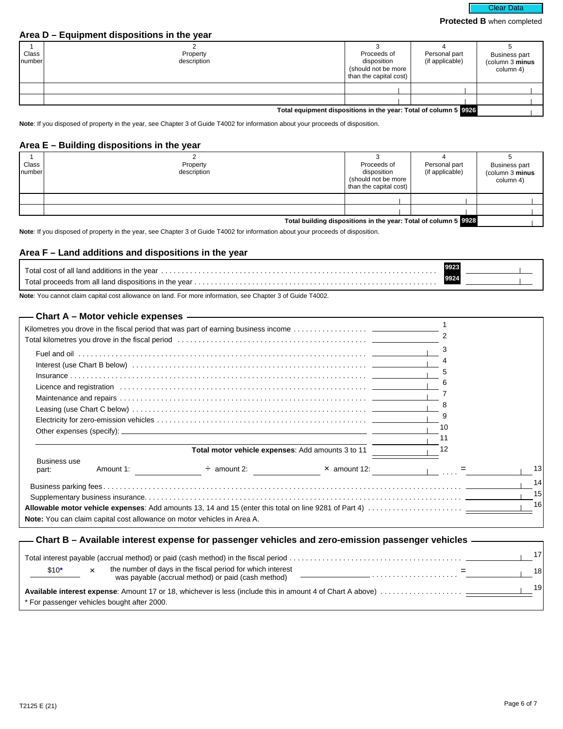Clear Data

**Protected B** when completed

## Area D – Equipment dispositions in the year

| 1<br>Class number | 2<br>Property description | 3<br>Proceeds of disposition (should not be more than the capital cost) | 4<br>Personal part (if applicable) | 5<br>Business part (column 3 **minus** column 4) |
|---|---|---|---|---|
| | | | | |
| | | | | |
| | | | **Total equipment dispositions in the year: Total of column 5** 9926 | |

**Note**: If you disposed of property in the year, see Chapter 3 of Guide T4002 for information about your proceeds of disposition.

## Area E – Building dispositions in the year

| 1<br>Class number | 2<br>Property description | 3<br>Proceeds of disposition (should not be more than the capital cost) | 4<br>Personal part (if applicable) | 5<br>Business part (column 3 **minus** column 4) |
|---|---|---|---|---|
| | | | | |
| | | | | |
| | | | **Total building dispositions in the year: Total of column 5** 9928 | |

**Note**: If you disposed of property in the year, see Chapter 3 of Guide T4002 for information about your proceeds of disposition.

## Area F – Land additions and dispositions in the year

Total cost of all land additions in the year . . . . . . . . . . 9923 ________

Total proceeds from all land dispositions in the year . . . . . . . . . . 9924 ________

**Note**: You cannot claim capital cost allowance on land. For more information, see Chapter 3 of Guide T4002.

## Chart A – Motor vehicle expenses

Kilometres you drove in the fiscal period that was part of earning business income . . . . . . . . ________ 1

Total kilometres you drove in the fiscal period . . . . . . . . ________ 2

- Fuel and oil . . . . . . . . ________ 3
- Interest (use Chart B below) . . . . . . . . ________ 4
- Insurance . . . . . . . . ________ 5
- Licence and registration . . . . . . . . ________ 6
- Maintenance and repairs . . . . . . . . ________ 7
- Leasing (use Chart C below) . . . . . . . . ________ 8
- Electricity for zero-emission vehicles . . . . . . . . ________ 9
- Other expenses (specify): ________ ________ 10
- ________ ________ 11

**Total motor vehicle expenses**: Add amounts 3 to 11 ________ 12

Business use part: Amount 1: ________ ÷ amount 2: ________ × amount 12: ________ . . . . = ________ 13

Business parking fees . . . . . . . . ________ 14

Supplementary business insurance. . . . . . . . ________ 15

**Allowable motor vehicle expenses**: Add amounts 13, 14 and 15 (enter this total on line 9281 of Part 4) . . . . . . . . ________ 16

**Note:** You can claim capital cost allowance on motor vehicles in Area A.

## Chart B – Available interest expense for passenger vehicles and zero-emission passenger vehicles

Total interest payable (accrual method) or paid (cash method) in the fiscal period . . . . . . . . ________ 17

$10* × the number of days in the fiscal period for which interest was payable (accrual method) or paid (cash method) ________ . . . . . . . . = ________ 18

**Available interest expense**: Amount 17 or 18, whichever is less (include this in amount 4 of Chart A above) . . . . . . . . ________ 19

* For passenger vehicles bought after 2000.

T2125 E (21)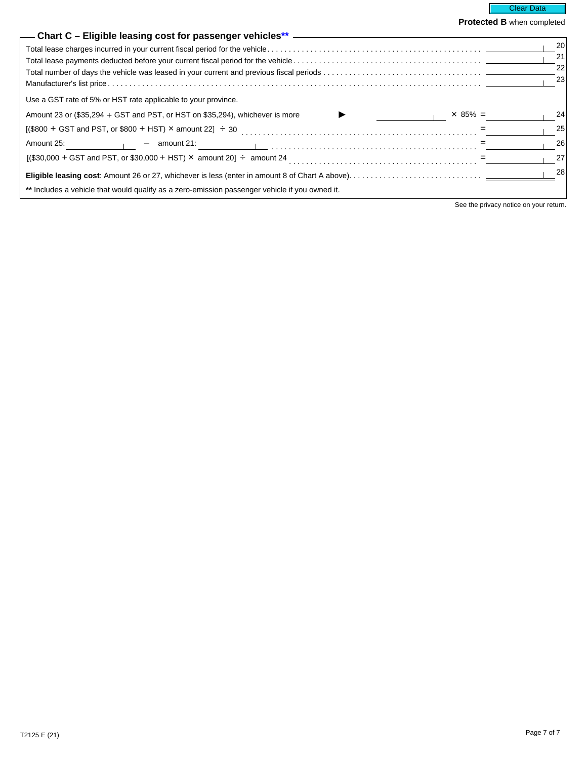Protected B when completed

## Chart C – Eligible leasing cost for passenger vehicles**

| | | |
|---|---|---|
| Total lease charges incurred in your current fiscal period for the vehicle | | 20 |
| Total lease payments deducted before your current fiscal period for the vehicle | | 21 |
| Total number of days the vehicle was leased in your current and previous fiscal periods | | 22 |
| Manufacturer's list price | | 23 |

Use a GST rate of 5% or HST rate applicable to your province.

| | | |
|---|---|---|
| Amount 23 or ($35,294 + GST and PST, or HST on $35,294), whichever is more ▶ ______ × 85% = | | 24 |
| [($800 + GST and PST, or $800 + HST) × amount 22] ÷ 30 = | | 25 |
| Amount 25: ______ – amount 21: ______ = | | 26 |
| [($30,000 + GST and PST, or $30,000 + HST) × amount 20] ÷ amount 24 = | | 27 |
| **Eligible leasing cost**: Amount 26 or 27, whichever is less (enter in amount 8 of Chart A above). | | 28 |

** Includes a vehicle that would qualify as a zero-emission passenger vehicle if you owned it.

See the privacy notice on your return.

T2125 E (21)